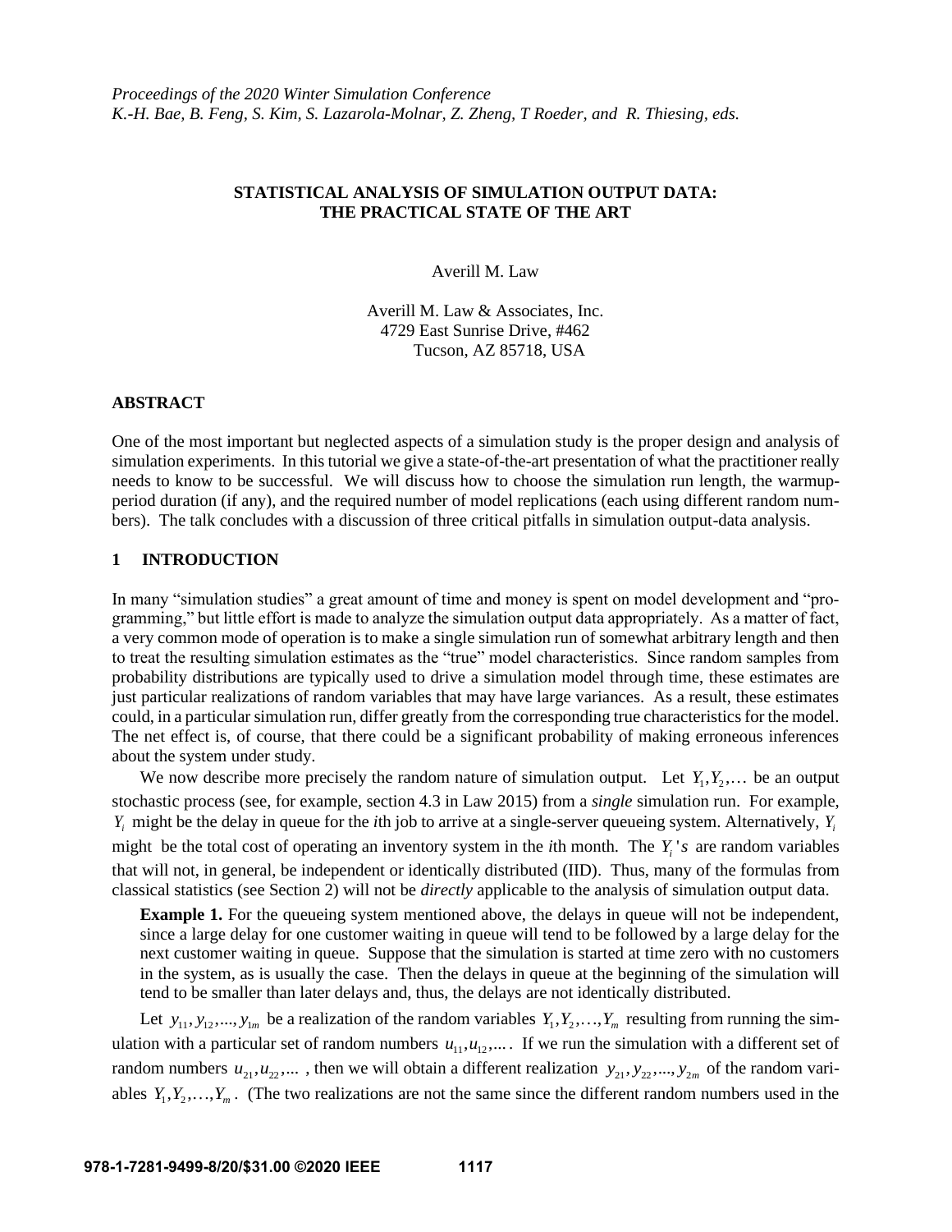*Proceedings of the 2020 Winter Simulation Conference*
*K.-H. Bae, B. Feng, S. Kim, S. Lazarola-Molnar, Z. Zheng, T Roeder, and R. Thiesing, eds.*

# STATISTICAL ANALYSIS OF SIMULATION OUTPUT DATA: THE PRACTICAL STATE OF THE ART

Averill M. Law

Averill M. Law & Associates, Inc.
4729 East Sunrise Drive, #462
Tucson, AZ 85718, USA

## ABSTRACT

One of the most important but neglected aspects of a simulation study is the proper design and analysis of simulation experiments. In this tutorial we give a state-of-the-art presentation of what the practitioner really needs to know to be successful. We will discuss how to choose the simulation run length, the warmup-period duration (if any), and the required number of model replications (each using different random numbers). The talk concludes with a discussion of three critical pitfalls in simulation output-data analysis.

## 1 INTRODUCTION

In many "simulation studies" a great amount of time and money is spent on model development and "programming," but little effort is made to analyze the simulation output data appropriately. As a matter of fact, a very common mode of operation is to make a single simulation run of somewhat arbitrary length and then to treat the resulting simulation estimates as the "true" model characteristics. Since random samples from probability distributions are typically used to drive a simulation model through time, these estimates are just particular realizations of random variables that may have large variances. As a result, these estimates could, in a particular simulation run, differ greatly from the corresponding true characteristics for the model. The net effect is, of course, that there could be a significant probability of making erroneous inferences about the system under study.

We now describe more precisely the random nature of simulation output. Let $Y_1, Y_2, \ldots$ be an output stochastic process (see, for example, section 4.3 in Law 2015) from a *single* simulation run. For example, $Y_i$ might be the delay in queue for the *i*th job to arrive at a single-server queueing system. Alternatively, $Y_i$ might be the total cost of operating an inventory system in the *i*th month. The $Y_i$'s are random variables that will not, in general, be independent or identically distributed (IID). Thus, many of the formulas from classical statistics (see Section 2) will not be *directly* applicable to the analysis of simulation output data.

**Example 1.** For the queueing system mentioned above, the delays in queue will not be independent, since a large delay for one customer waiting in queue will tend to be followed by a large delay for the next customer waiting in queue. Suppose that the simulation is started at time zero with no customers in the system, as is usually the case. Then the delays in queue at the beginning of the simulation will tend to be smaller than later delays and, thus, the delays are not identically distributed.

Let $y_{11}, y_{12}, \ldots, y_{1m}$ be a realization of the random variables $Y_1, Y_2, \ldots, Y_m$ resulting from running the simulation with a particular set of random numbers $u_{11}, u_{12}, \ldots$. If we run the simulation with a different set of random numbers $u_{21}, u_{22}, \ldots$, then we will obtain a different realization $y_{21}, y_{22}, \ldots, y_{2m}$ of the random variables $Y_1, Y_2, \ldots, Y_m$. (The two realizations are not the same since the different random numbers used in the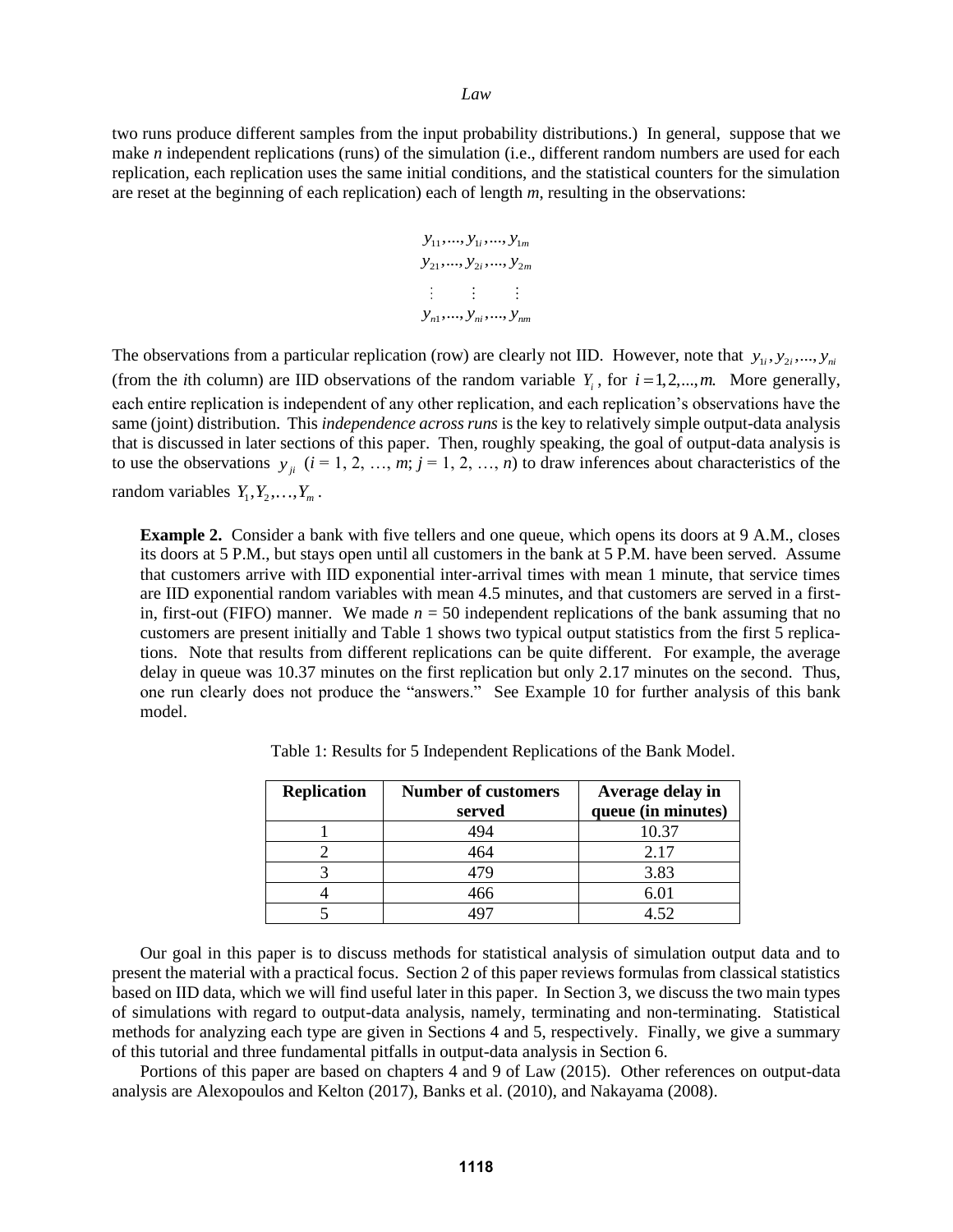two runs produce different samples from the input probability distributions.) In general, suppose that we make *n* independent replications (runs) of the simulation (i.e., different random numbers are used for each replication, each replication uses the same initial conditions, and the statistical counters for the simulation are reset at the beginning of each replication) each of length *m*, resulting in the observations:

$$
\begin{array}{c}
y_{11},\ldots,y_{1i},\ldots,y_{1m} \\
y_{21},\ldots,y_{2i},\ldots,y_{2m} \\
\vdots \qquad \vdots \qquad \vdots \\
y_{n1},\ldots,y_{ni},\ldots,y_{nm}
\end{array}
$$

The observations from a particular replication (row) are clearly not IID. However, note that $y_{1i}, y_{2i}, \ldots, y_{ni}$ (from the *i*th column) are IID observations of the random variable $Y_i$, for $i = 1, 2, \ldots, m.$ More generally, each entire replication is independent of any other replication, and each replication's observations have the same (joint) distribution. This *independence across runs* is the key to relatively simple output-data analysis that is discussed in later sections of this paper. Then, roughly speaking, the goal of output-data analysis is to use the observations $y_{ji}$ ($i = 1, 2, \ldots, m$; $j = 1, 2, \ldots, n$) to draw inferences about characteristics of the random variables $Y_1, Y_2, \ldots, Y_m$.

**Example 2.** Consider a bank with five tellers and one queue, which opens its doors at 9 A.M., closes its doors at 5 P.M., but stays open until all customers in the bank at 5 P.M. have been served. Assume that customers arrive with IID exponential inter-arrival times with mean 1 minute, that service times are IID exponential random variables with mean 4.5 minutes, and that customers are served in a first-in, first-out (FIFO) manner. We made $n = 50$ independent replications of the bank assuming that no customers are present initially and Table 1 shows two typical output statistics from the first 5 replications. Note that results from different replications can be quite different. For example, the average delay in queue was 10.37 minutes on the first replication but only 2.17 minutes on the second. Thus, one run clearly does not produce the "answers." See Example 10 for further analysis of this bank model.

Table 1: Results for 5 Independent Replications of the Bank Model.

| Replication | Number of customers served | Average delay in queue (in minutes) |
|---|---|---|
| 1 | 494 | 10.37 |
| 2 | 464 | 2.17 |
| 3 | 479 | 3.83 |
| 4 | 466 | 6.01 |
| 5 | 497 | 4.52 |

Our goal in this paper is to discuss methods for statistical analysis of simulation output data and to present the material with a practical focus. Section 2 of this paper reviews formulas from classical statistics based on IID data, which we will find useful later in this paper. In Section 3, we discuss the two main types of simulations with regard to output-data analysis, namely, terminating and non-terminating. Statistical methods for analyzing each type are given in Sections 4 and 5, respectively. Finally, we give a summary of this tutorial and three fundamental pitfalls in output-data analysis in Section 6.

Portions of this paper are based on chapters 4 and 9 of Law (2015). Other references on output-data analysis are Alexopoulos and Kelton (2017), Banks et al. (2010), and Nakayama (2008).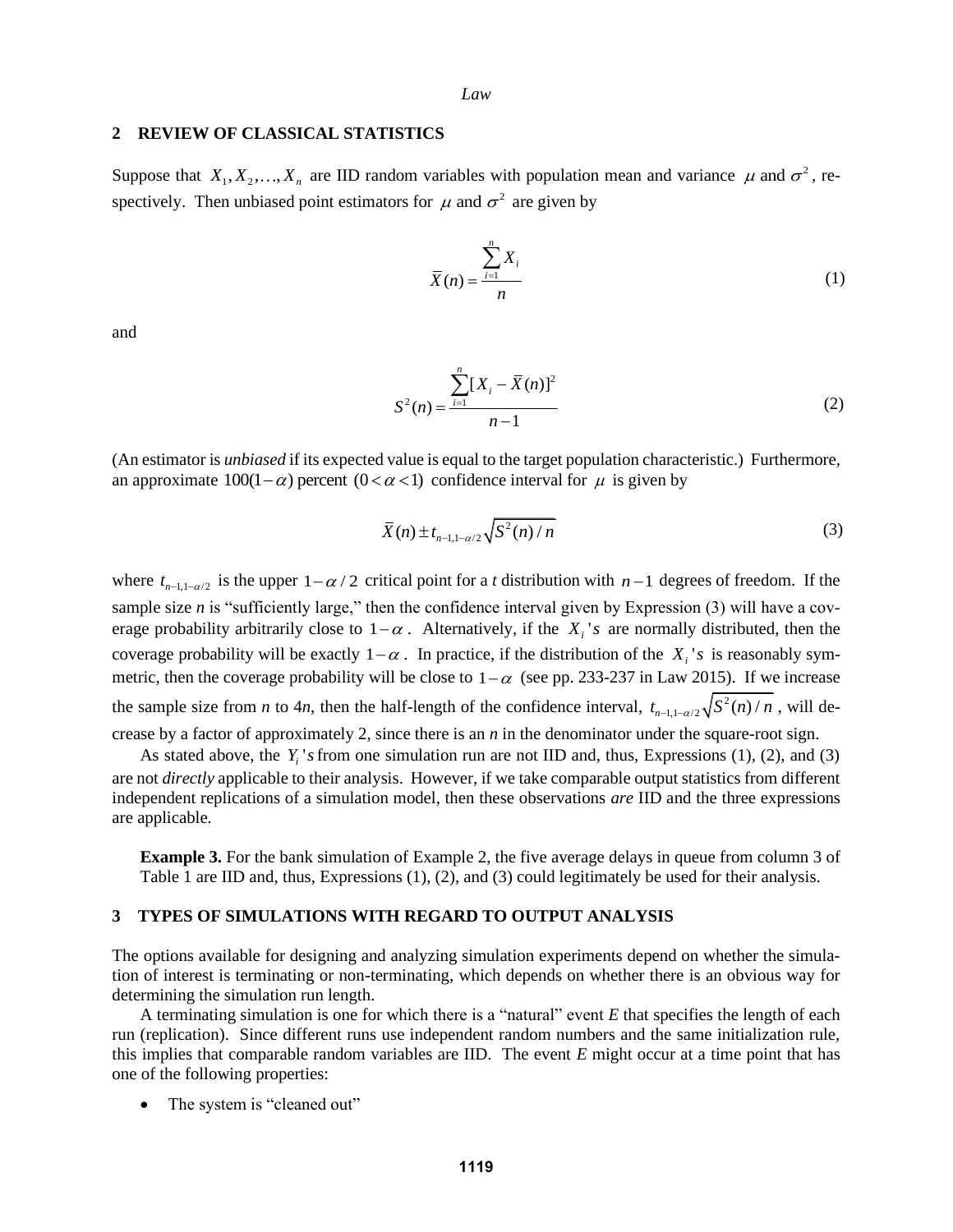## 2 REVIEW OF CLASSICAL STATISTICS

Suppose that $X_1, X_2, \ldots, X_n$ are IID random variables with population mean and variance $\mu$ and $\sigma^2$, respectively. Then unbiased point estimators for $\mu$ and $\sigma^2$ are given by

$$\bar{X}(n) = \frac{\sum_{i=1}^{n} X_i}{n} \tag{1}$$

and

$$S^2(n) = \frac{\sum_{i=1}^{n} [X_i - \bar{X}(n)]^2}{n-1} \tag{2}$$

(An estimator is *unbiased* if its expected value is equal to the target population characteristic.) Furthermore, an approximate $100(1-\alpha)$ percent $(0 < \alpha < 1)$ confidence interval for $\mu$ is given by

$$\bar{X}(n) \pm t_{n-1,1-\alpha/2} \sqrt{S^2(n)/n} \tag{3}$$

where $t_{n-1,1-\alpha/2}$ is the upper $1-\alpha/2$ critical point for a *t* distribution with $n-1$ degrees of freedom. If the sample size *n* is "sufficiently large," then the confidence interval given by Expression (3) will have a coverage probability arbitrarily close to $1-\alpha$. Alternatively, if the $X_i$'s are normally distributed, then the coverage probability will be exactly $1-\alpha$. In practice, if the distribution of the $X_i$'s is reasonably symmetric, then the coverage probability will be close to $1-\alpha$ (see pp. 233-237 in Law 2015). If we increase the sample size from *n* to 4*n*, then the half-length of the confidence interval, $t_{n-1,1-\alpha/2} \sqrt{S^2(n)/n}$, will decrease by a factor of approximately 2, since there is an *n* in the denominator under the square-root sign.

As stated above, the $Y_i$'s from one simulation run are not IID and, thus, Expressions (1), (2), and (3) are not *directly* applicable to their analysis. However, if we take comparable output statistics from different independent replications of a simulation model, then these observations *are* IID and the three expressions are applicable.

> **Example 3.** For the bank simulation of Example 2, the five average delays in queue from column 3 of Table 1 are IID and, thus, Expressions (1), (2), and (3) could legitimately be used for their analysis.

## 3 TYPES OF SIMULATIONS WITH REGARD TO OUTPUT ANALYSIS

The options available for designing and analyzing simulation experiments depend on whether the simulation of interest is terminating or non-terminating, which depends on whether there is an obvious way for determining the simulation run length.

A terminating simulation is one for which there is a "natural" event *E* that specifies the length of each run (replication). Since different runs use independent random numbers and the same initialization rule, this implies that comparable random variables are IID. The event *E* might occur at a time point that has one of the following properties:

- The system is "cleaned out"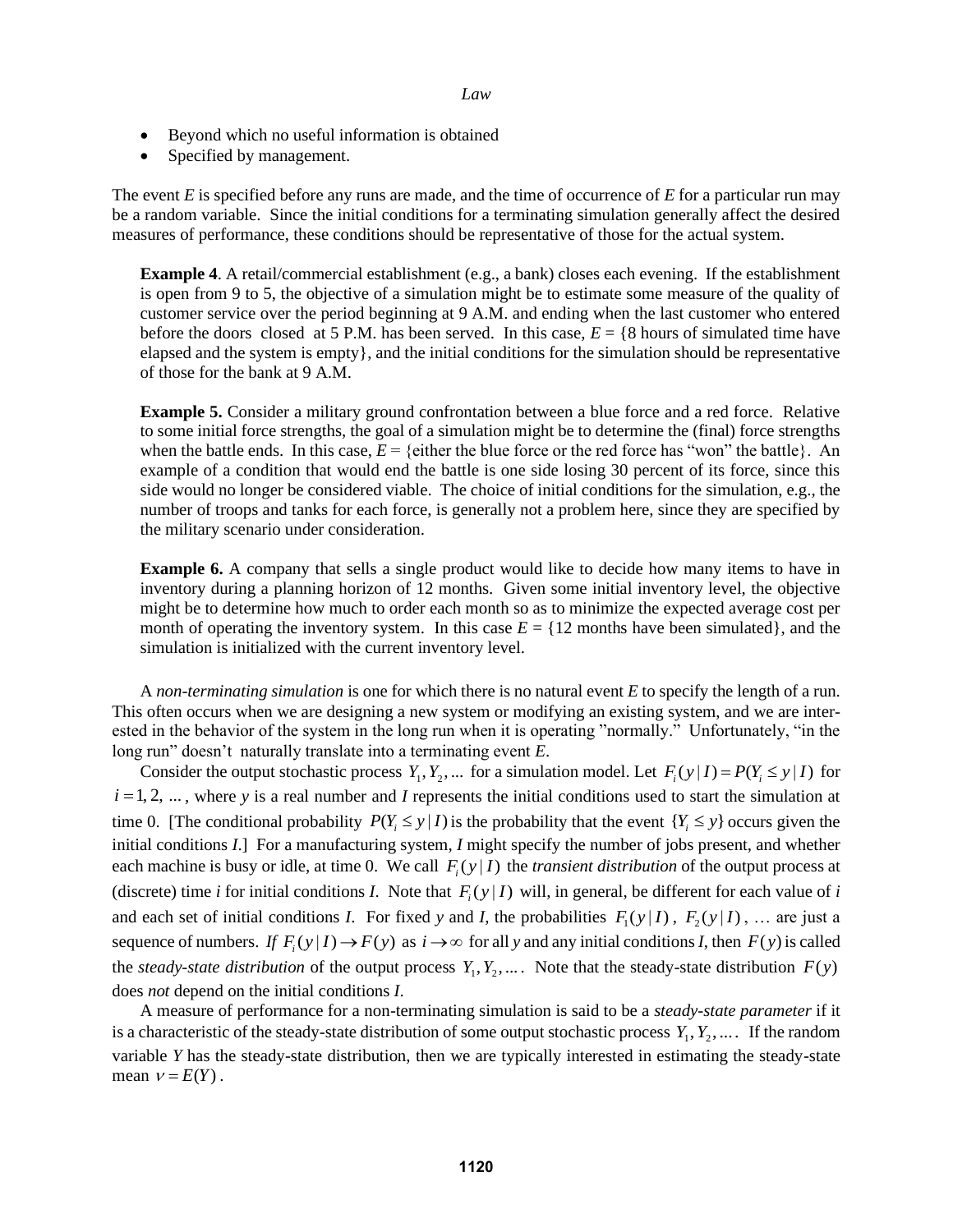- Beyond which no useful information is obtained
- Specified by management.

The event $E$ is specified before any runs are made, and the time of occurrence of $E$ for a particular run may be a random variable. Since the initial conditions for a terminating simulation generally affect the desired measures of performance, these conditions should be representative of those for the actual system.

> **Example 4**. A retail/commercial establishment (e.g., a bank) closes each evening. If the establishment is open from 9 to 5, the objective of a simulation might be to estimate some measure of the quality of customer service over the period beginning at 9 A.M. and ending when the last customer who entered before the doors closed at 5 P.M. has been served. In this case, $E$ = {8 hours of simulated time have elapsed and the system is empty}, and the initial conditions for the simulation should be representative of those for the bank at 9 A.M.

> **Example 5.** Consider a military ground confrontation between a blue force and a red force. Relative to some initial force strengths, the goal of a simulation might be to determine the (final) force strengths when the battle ends. In this case, $E$ = {either the blue force or the red force has "won" the battle}. An example of a condition that would end the battle is one side losing 30 percent of its force, since this side would no longer be considered viable. The choice of initial conditions for the simulation, e.g., the number of troops and tanks for each force, is generally not a problem here, since they are specified by the military scenario under consideration.

> **Example 6.** A company that sells a single product would like to decide how many items to have in inventory during a planning horizon of 12 months. Given some initial inventory level, the objective might be to determine how much to order each month so as to minimize the expected average cost per month of operating the inventory system. In this case $E$ = {12 months have been simulated}, and the simulation is initialized with the current inventory level.

A *non-terminating simulation* is one for which there is no natural event $E$ to specify the length of a run. This often occurs when we are designing a new system or modifying an existing system, and we are interested in the behavior of the system in the long run when it is operating "normally." Unfortunately, "in the long run" doesn't naturally translate into a terminating event $E$.

Consider the output stochastic process $Y_1, Y_2, \ldots$ for a simulation model. Let $F_i(y \mid I) = P(Y_i \le y \mid I)$ for $i = 1, 2, \ldots$, where $y$ is a real number and $I$ represents the initial conditions used to start the simulation at time 0. [The conditional probability $P(Y_i \le y \mid I)$ is the probability that the event $\{Y_i \le y\}$ occurs given the initial conditions $I$.] For a manufacturing system, $I$ might specify the number of jobs present, and whether each machine is busy or idle, at time 0. We call $F_i(y \mid I)$ the *transient distribution* of the output process at (discrete) time $i$ for initial conditions $I$. Note that $F_i(y \mid I)$ will, in general, be different for each value of $i$ and each set of initial conditions $I$. For fixed $y$ and $I$, the probabilities $F_1(y \mid I)$, $F_2(y \mid I)$, … are just a sequence of numbers. *If* $F_i(y \mid I) \to F(y)$ as $i \to \infty$ for all $y$ and any initial conditions $I$, then $F(y)$ is called the *steady-state distribution* of the output process $Y_1, Y_2, \ldots$. Note that the steady-state distribution $F(y)$ does *not* depend on the initial conditions $I$.

A measure of performance for a non-terminating simulation is said to be a *steady-state parameter* if it is a characteristic of the steady-state distribution of some output stochastic process $Y_1, Y_2, \ldots$. If the random variable $Y$ has the steady-state distribution, then we are typically interested in estimating the steady-state mean $\nu = E(Y)$.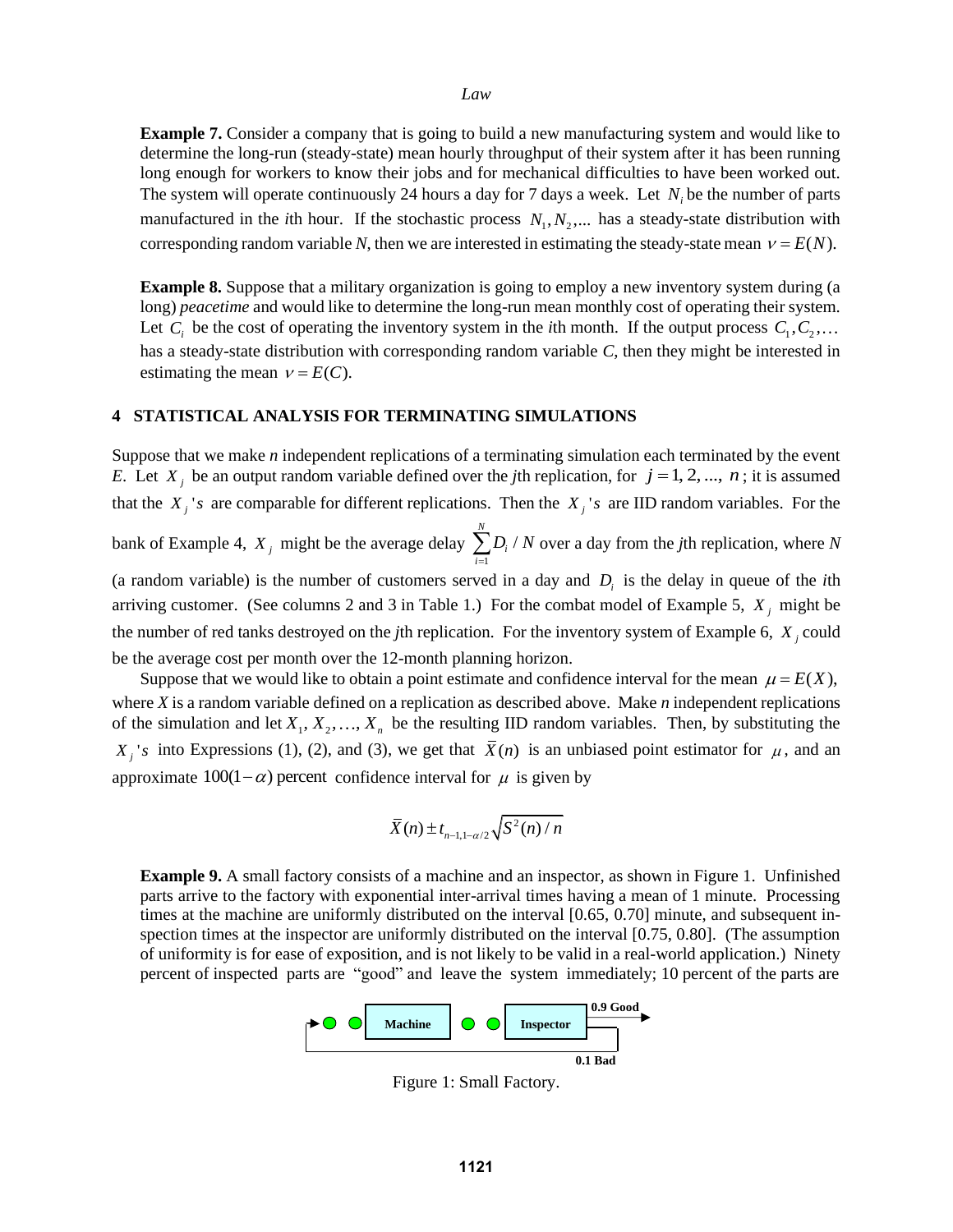**Example 7.** Consider a company that is going to build a new manufacturing system and would like to determine the long-run (steady-state) mean hourly throughput of their system after it has been running long enough for workers to know their jobs and for mechanical difficulties to have been worked out. The system will operate continuously 24 hours a day for 7 days a week. Let $N_i$ be the number of parts manufactured in the *i*th hour. If the stochastic process $N_1, N_2, ...$ has a steady-state distribution with corresponding random variable *N*, then we are interested in estimating the steady-state mean $\nu = E(N)$.

**Example 8.** Suppose that a military organization is going to employ a new inventory system during (a long) *peacetime* and would like to determine the long-run mean monthly cost of operating their system. Let $C_i$ be the cost of operating the inventory system in the *i*th month. If the output process $C_1, C_2, \ldots$ has a steady-state distribution with corresponding random variable *C*, then they might be interested in estimating the mean $\nu = E(C)$.

## 4 STATISTICAL ANALYSIS FOR TERMINATING SIMULATIONS

Suppose that we make *n* independent replications of a terminating simulation each terminated by the event *E*. Let $X_j$ be an output random variable defined over the *j*th replication, for $j = 1, 2, ..., n$; it is assumed that the $X_j$'s are comparable for different replications. Then the $X_j$'s are IID random variables. For the bank of Example 4, $X_j$ might be the average delay $\sum_{i=1}^{N} D_i / N$ over a day from the *j*th replication, where *N* (a random variable) is the number of customers served in a day and $D_i$ is the delay in queue of the *i*th arriving customer. (See columns 2 and 3 in Table 1.) For the combat model of Example 5, $X_j$ might be the number of red tanks destroyed on the *j*th replication. For the inventory system of Example 6, $X_j$ could be the average cost per month over the 12-month planning horizon.

Suppose that we would like to obtain a point estimate and confidence interval for the mean $\mu = E(X)$, where *X* is a random variable defined on a replication as described above. Make *n* independent replications of the simulation and let $X_1, X_2, \ldots, X_n$ be the resulting IID random variables. Then, by substituting the $X_j$'s into Expressions (1), (2), and (3), we get that $\bar{X}(n)$ is an unbiased point estimator for $\mu$, and an approximate $100(1-\alpha)$ percent confidence interval for $\mu$ is given by

$$\bar{X}(n) \pm t_{n-1,1-\alpha/2} \sqrt{S^2(n)/n}$$

**Example 9.** A small factory consists of a machine and an inspector, as shown in Figure 1. Unfinished parts arrive to the factory with exponential inter-arrival times having a mean of 1 minute. Processing times at the machine are uniformly distributed on the interval [0.65, 0.70] minute, and subsequent inspection times at the inspector are uniformly distributed on the interval [0.75, 0.80]. (The assumption of uniformity is for ease of exposition, and is not likely to be valid in a real-world application.) Ninety percent of inspected parts are "good" and leave the system immediately; 10 percent of the parts are

Figure 1: Small Factory.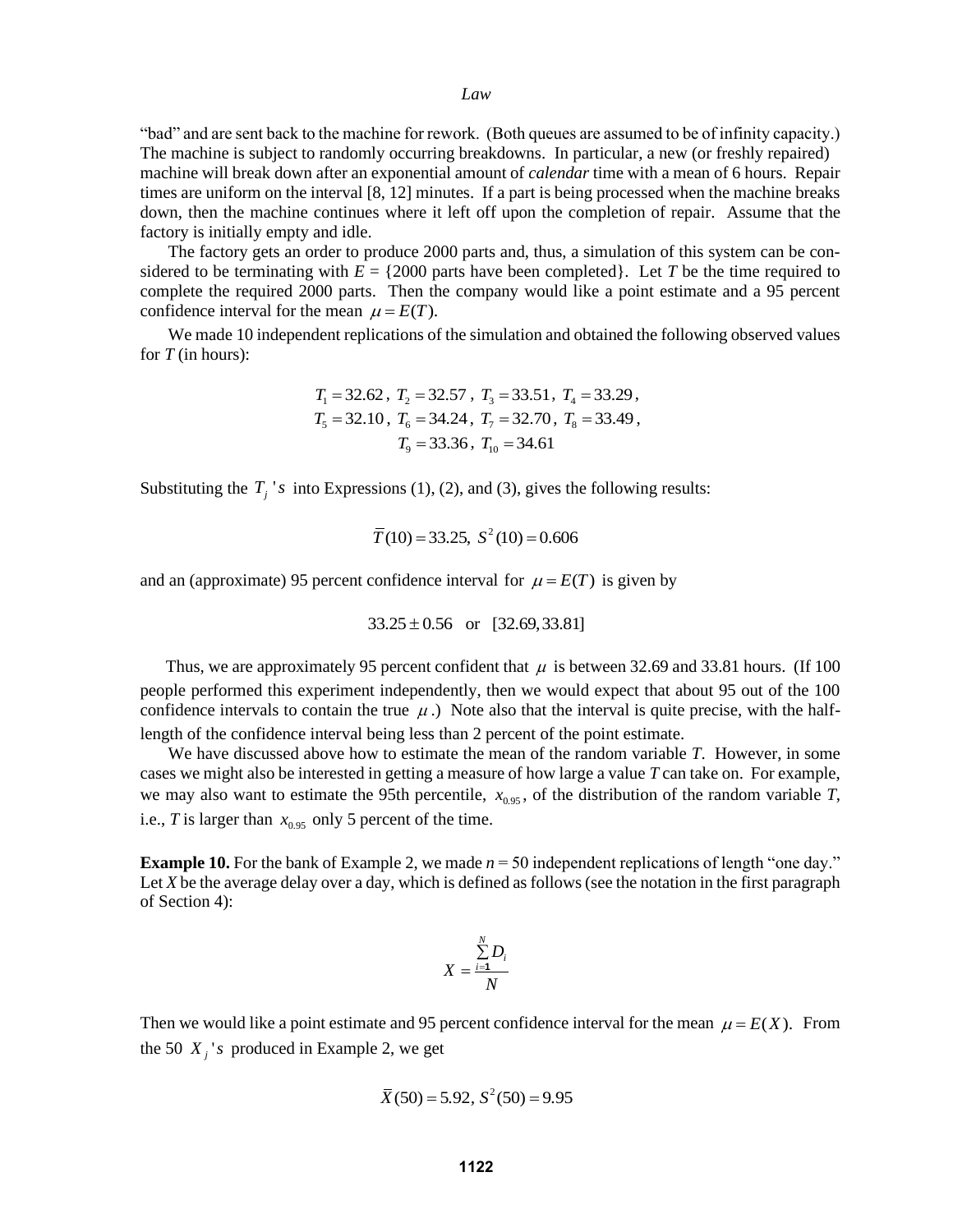"bad" and are sent back to the machine for rework. (Both queues are assumed to be of infinity capacity.) The machine is subject to randomly occurring breakdowns. In particular, a new (or freshly repaired) machine will break down after an exponential amount of *calendar* time with a mean of 6 hours. Repair times are uniform on the interval [8, 12] minutes. If a part is being processed when the machine breaks down, then the machine continues where it left off upon the completion of repair. Assume that the factory is initially empty and idle.

The factory gets an order to produce 2000 parts and, thus, a simulation of this system can be considered to be terminating with $E = \{2000 \text{ parts have been completed}\}$. Let $T$ be the time required to complete the required 2000 parts. Then the company would like a point estimate and a 95 percent confidence interval for the mean $\mu = E(T)$.

We made 10 independent replications of the simulation and obtained the following observed values for $T$ (in hours):

$$T_1 = 32.62\,,\ T_2 = 32.57\,,\ T_3 = 33.51\,,\ T_4 = 33.29\,,$$
$$T_5 = 32.10\,,\ T_6 = 34.24\,,\ T_7 = 32.70\,,\ T_8 = 33.49\,,$$
$$T_9 = 33.36\,,\ T_{10} = 34.61$$

Substituting the $T_j$'s into Expressions (1), (2), and (3), gives the following results:

$$\bar{T}(10) = 33.25,\ S^2(10) = 0.606$$

and an (approximate) 95 percent confidence interval for $\mu = E(T)$ is given by

$$33.25 \pm 0.56 \quad \text{or} \quad [32.69, 33.81]$$

Thus, we are approximately 95 percent confident that $\mu$ is between 32.69 and 33.81 hours. (If 100 people performed this experiment independently, then we would expect that about 95 out of the 100 confidence intervals to contain the true $\mu$.) Note also that the interval is quite precise, with the half-length of the confidence interval being less than 2 percent of the point estimate.

We have discussed above how to estimate the mean of the random variable $T$. However, in some cases we might also be interested in getting a measure of how large a value $T$ can take on. For example, we may also want to estimate the 95th percentile, $x_{0.95}$, of the distribution of the random variable $T$, i.e., $T$ is larger than $x_{0.95}$ only 5 percent of the time.

**Example 10.** For the bank of Example 2, we made $n = 50$ independent replications of length "one day." Let $X$ be the average delay over a day, which is defined as follows (see the notation in the first paragraph of Section 4):

$$X = \frac{\sum_{i=1}^{N} D_i}{N}$$

Then we would like a point estimate and 95 percent confidence interval for the mean $\mu = E(X)$. From the 50 $X_j$'s produced in Example 2, we get

$$\bar{X}(50) = 5.92,\ S^2(50) = 9.95$$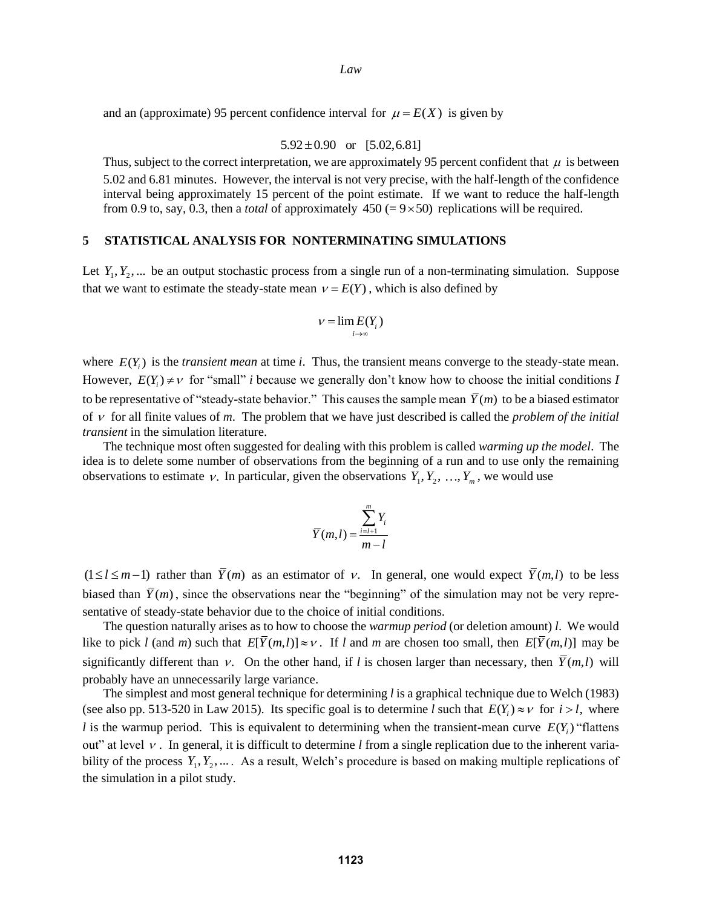and an (approximate) 95 percent confidence interval for $\mu = E(X)$ is given by

$$5.92 \pm 0.90 \quad \text{or} \quad [5.02, 6.81]$$

Thus, subject to the correct interpretation, we are approximately 95 percent confident that $\mu$ is between 5.02 and 6.81 minutes. However, the interval is not very precise, with the half-length of the confidence interval being approximately 15 percent of the point estimate. If we want to reduce the half-length from 0.9 to, say, 0.3, then a *total* of approximately $450 \; (= 9 \times 50)$ replications will be required.

## 5 STATISTICAL ANALYSIS FOR NONTERMINATING SIMULATIONS

Let $Y_1, Y_2, \ldots$ be an output stochastic process from a single run of a non-terminating simulation. Suppose that we want to estimate the steady-state mean $\nu = E(Y)$, which is also defined by

$$\nu = \lim_{i \to \infty} E(Y_i)$$

where $E(Y_i)$ is the *transient mean* at time *i*. Thus, the transient means converge to the steady-state mean. However, $E(Y_i) \neq \nu$ for "small" *i* because we generally don't know how to choose the initial conditions *I* to be representative of "steady-state behavior." This causes the sample mean $\bar{Y}(m)$ to be a biased estimator of $\nu$ for all finite values of *m*. The problem that we have just described is called the *problem of the initial transient* in the simulation literature.

The technique most often suggested for dealing with this problem is called *warming up the model*. The idea is to delete some number of observations from the beginning of a run and to use only the remaining observations to estimate $\nu$. In particular, given the observations $Y_1, Y_2, \ldots, Y_m$, we would use

$$\bar{Y}(m,l) = \frac{\sum_{i=l+1}^{m} Y_i}{m-l}$$

$(1 \leq l \leq m-1)$ rather than $\bar{Y}(m)$ as an estimator of $\nu$. In general, one would expect $\bar{Y}(m,l)$ to be less biased than $\bar{Y}(m)$, since the observations near the "beginning" of the simulation may not be very representative of steady-state behavior due to the choice of initial conditions.

The question naturally arises as to how to choose the *warmup period* (or deletion amount) *l*. We would like to pick *l* (and *m*) such that $E[\bar{Y}(m,l)] \approx \nu$. If *l* and *m* are chosen too small, then $E[\bar{Y}(m,l)]$ may be significantly different than $\nu$. On the other hand, if *l* is chosen larger than necessary, then $\bar{Y}(m,l)$ will probably have an unnecessarily large variance.

The simplest and most general technique for determining *l* is a graphical technique due to Welch (1983) (see also pp. 513-520 in Law 2015). Its specific goal is to determine *l* such that $E(Y_i) \approx \nu$ for $i > l$, where *l* is the warmup period. This is equivalent to determining when the transient-mean curve $E(Y_i)$ "flattens out" at level $\nu$. In general, it is difficult to determine *l* from a single replication due to the inherent variability of the process $Y_1, Y_2, \ldots$. As a result, Welch's procedure is based on making multiple replications of the simulation in a pilot study.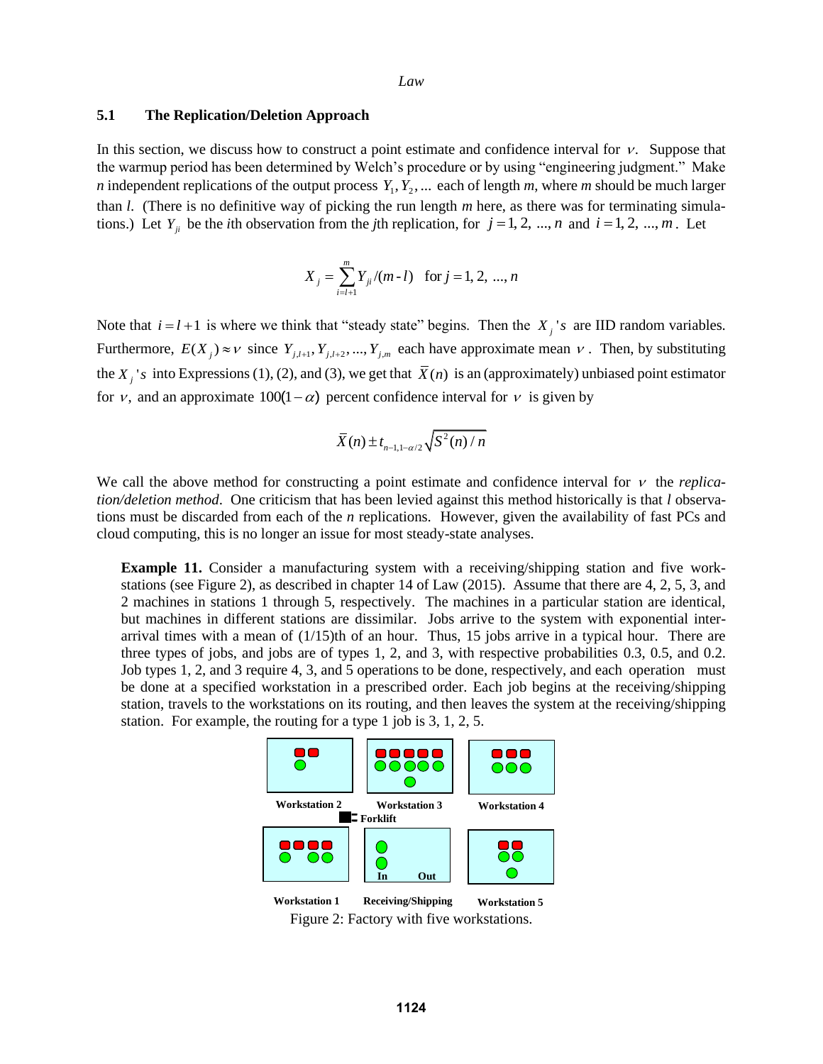### 5.1 The Replication/Deletion Approach

In this section, we discuss how to construct a point estimate and confidence interval for $\nu$. Suppose that the warmup period has been determined by Welch's procedure or by using "engineering judgment." Make *n* independent replications of the output process $Y_1, Y_2, \ldots$ each of length *m*, where *m* should be much larger than *l*. (There is no definitive way of picking the run length *m* here, as there was for terminating simulations.) Let $Y_{ji}$ be the *i*th observation from the *j*th replication, for $j = 1, 2, \ldots, n$ and $i = 1, 2, \ldots, m$. Let

$$X_j = \sum_{i=l+1}^{m} Y_{ji}/(m-l) \quad \text{for } j = 1, 2, \ldots, n$$

Note that $i = l+1$ is where we think that "steady state" begins. Then the $X_j$'s are IID random variables. Furthermore, $E(X_j) \approx \nu$ since $Y_{j,l+1}, Y_{j,l+2}, \ldots, Y_{j,m}$ each have approximate mean $\nu$. Then, by substituting the $X_j$'s into Expressions (1), (2), and (3), we get that $\bar{X}(n)$ is an (approximately) unbiased point estimator for $\nu$, and an approximate $100(1-\alpha)$ percent confidence interval for $\nu$ is given by

$$\bar{X}(n) \pm t_{n-1,1-\alpha/2}\sqrt{S^2(n)/n}$$

We call the above method for constructing a point estimate and confidence interval for $\nu$ the *replication/deletion method*. One criticism that has been levied against this method historically is that *l* observations must be discarded from each of the *n* replications. However, given the availability of fast PCs and cloud computing, this is no longer an issue for most steady-state analyses.

**Example 11.** Consider a manufacturing system with a receiving/shipping station and five workstations (see Figure 2), as described in chapter 14 of Law (2015). Assume that there are 4, 2, 5, 3, and 2 machines in stations 1 through 5, respectively. The machines in a particular station are identical, but machines in different stations are dissimilar. Jobs arrive to the system with exponential interarrival times with a mean of (1/15)th of an hour. Thus, 15 jobs arrive in a typical hour. There are three types of jobs, and jobs are of types 1, 2, and 3, with respective probabilities 0.3, 0.5, and 0.2. Job types 1, 2, and 3 require 4, 3, and 5 operations to be done, respectively, and each operation must be done at a specified workstation in a prescribed order. Each job begins at the receiving/shipping station, travels to the workstations on its routing, and then leaves the system at the receiving/shipping station. For example, the routing for a type 1 job is 3, 1, 2, 5.

Workstation 2 | Workstation 3 | Workstation 4 | Forklift | Workstation 1 | Receiving/Shipping (In, Out) | Workstation 5

Figure 2: Factory with five workstations.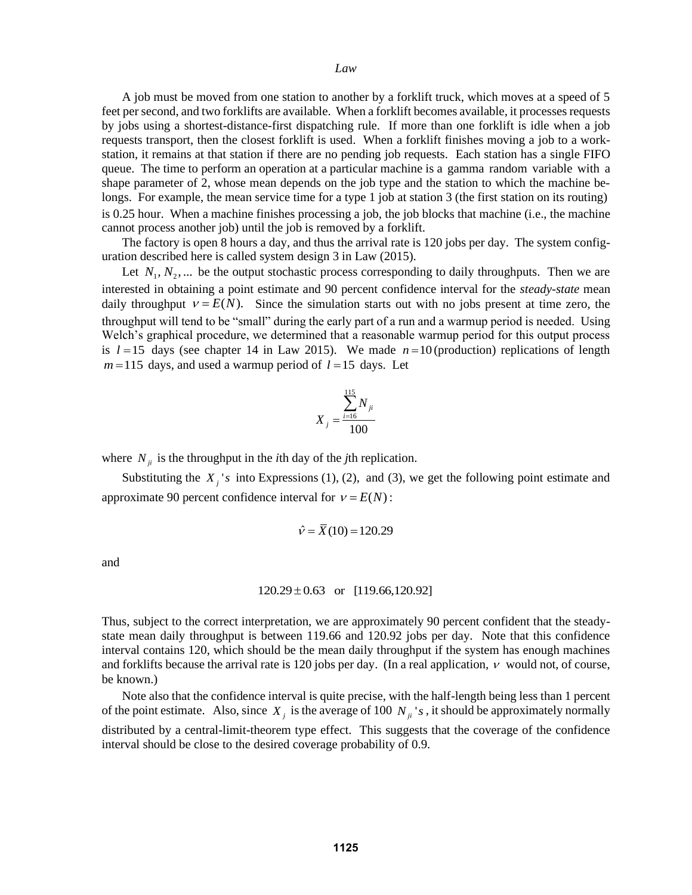A job must be moved from one station to another by a forklift truck, which moves at a speed of 5 feet per second, and two forklifts are available. When a forklift becomes available, it processes requests by jobs using a shortest-distance-first dispatching rule. If more than one forklift is idle when a job requests transport, then the closest forklift is used. When a forklift finishes moving a job to a workstation, it remains at that station if there are no pending job requests. Each station has a single FIFO queue. The time to perform an operation at a particular machine is a gamma random variable with a shape parameter of 2, whose mean depends on the job type and the station to which the machine belongs. For example, the mean service time for a type 1 job at station 3 (the first station on its routing) is 0.25 hour. When a machine finishes processing a job, the job blocks that machine (i.e., the machine cannot process another job) until the job is removed by a forklift.

The factory is open 8 hours a day, and thus the arrival rate is 120 jobs per day. The system configuration described here is called system design 3 in Law (2015).

Let $N_1, N_2, \ldots$ be the output stochastic process corresponding to daily throughputs. Then we are interested in obtaining a point estimate and 90 percent confidence interval for the *steady-state* mean daily throughput $\nu = E(N)$. Since the simulation starts out with no jobs present at time zero, the throughput will tend to be "small" during the early part of a run and a warmup period is needed. Using Welch's graphical procedure, we determined that a reasonable warmup period for this output process is $l = 15$ days (see chapter 14 in Law 2015). We made $n = 10$ (production) replications of length $m = 115$ days, and used a warmup period of $l = 15$ days. Let

$$X_j = \frac{\sum_{i=16}^{115} N_{ji}}{100}$$

where $N_{ji}$ is the throughput in the *i*th day of the *j*th replication.

Substituting the $X_j$'s into Expressions (1), (2), and (3), we get the following point estimate and approximate 90 percent confidence interval for $\nu = E(N)$:

$$\hat{\nu} = \overline{X}(10) = 120.29$$

and

$$120.29 \pm 0.63 \quad \text{or} \quad [119.66, 120.92]$$

Thus, subject to the correct interpretation, we are approximately 90 percent confident that the steady-state mean daily throughput is between 119.66 and 120.92 jobs per day. Note that this confidence interval contains 120, which should be the mean daily throughput if the system has enough machines and forklifts because the arrival rate is 120 jobs per day. (In a real application, $\nu$ would not, of course, be known.)

Note also that the confidence interval is quite precise, with the half-length being less than 1 percent of the point estimate. Also, since $X_j$ is the average of 100 $N_{ji}$'s, it should be approximately normally distributed by a central-limit-theorem type effect. This suggests that the coverage of the confidence interval should be close to the desired coverage probability of 0.9.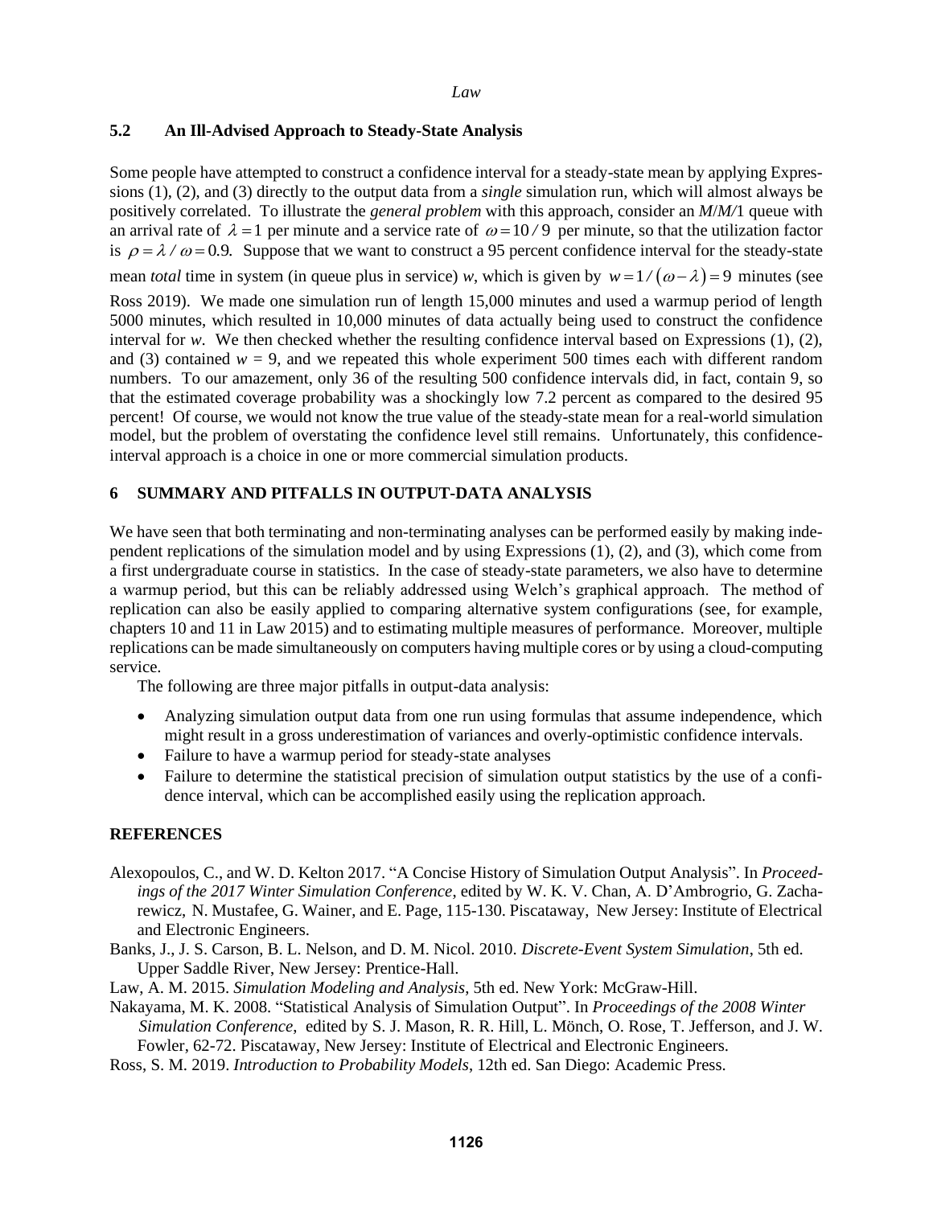### 5.2 An Ill-Advised Approach to Steady-State Analysis

Some people have attempted to construct a confidence interval for a steady-state mean by applying Expressions (1), (2), and (3) directly to the output data from a *single* simulation run, which will almost always be positively correlated. To illustrate the *general problem* with this approach, consider an *M*/*M*/1 queue with an arrival rate of $\lambda = 1$ per minute and a service rate of $\omega = 10/9$ per minute, so that the utilization factor is $\rho = \lambda / \omega = 0.9$. Suppose that we want to construct a 95 percent confidence interval for the steady-state mean *total* time in system (in queue plus in service) *w*, which is given by $w = 1/(\omega - \lambda) = 9$ minutes (see Ross 2019). We made one simulation run of length 15,000 minutes and used a warmup period of length 5000 minutes, which resulted in 10,000 minutes of data actually being used to construct the confidence interval for *w*. We then checked whether the resulting confidence interval based on Expressions (1), (2), and (3) contained $w = 9$, and we repeated this whole experiment 500 times each with different random numbers. To our amazement, only 36 of the resulting 500 confidence intervals did, in fact, contain 9, so that the estimated coverage probability was a shockingly low 7.2 percent as compared to the desired 95 percent! Of course, we would not know the true value of the steady-state mean for a real-world simulation model, but the problem of overstating the confidence level still remains. Unfortunately, this confidence-interval approach is a choice in one or more commercial simulation products.

## 6 SUMMARY AND PITFALLS IN OUTPUT-DATA ANALYSIS

We have seen that both terminating and non-terminating analyses can be performed easily by making independent replications of the simulation model and by using Expressions (1), (2), and (3), which come from a first undergraduate course in statistics. In the case of steady-state parameters, we also have to determine a warmup period, but this can be reliably addressed using Welch's graphical approach. The method of replication can also be easily applied to comparing alternative system configurations (see, for example, chapters 10 and 11 in Law 2015) and to estimating multiple measures of performance. Moreover, multiple replications can be made simultaneously on computers having multiple cores or by using a cloud-computing service.

The following are three major pitfalls in output-data analysis:

- Analyzing simulation output data from one run using formulas that assume independence, which might result in a gross underestimation of variances and overly-optimistic confidence intervals.
- Failure to have a warmup period for steady-state analyses
- Failure to determine the statistical precision of simulation output statistics by the use of a confidence interval, which can be accomplished easily using the replication approach.

## REFERENCES

Alexopoulos, C., and W. D. Kelton 2017. "A Concise History of Simulation Output Analysis". In *Proceedings of the 2017 Winter Simulation Conference*, edited by W. K. V. Chan, A. D'Ambrogrio, G. Zacharewicz, N. Mustafee, G. Wainer, and E. Page, 115-130. Piscataway, New Jersey: Institute of Electrical and Electronic Engineers.

Banks, J., J. S. Carson, B. L. Nelson, and D. M. Nicol. 2010. *Discrete-Event System Simulation*, 5th ed. Upper Saddle River, New Jersey: Prentice-Hall.

Law, A. M. 2015. *Simulation Modeling and Analysis*, 5th ed. New York: McGraw-Hill.

Nakayama, M. K. 2008. "Statistical Analysis of Simulation Output". In *Proceedings of the 2008 Winter Simulation Conference*, edited by S. J. Mason, R. R. Hill, L. Mönch, O. Rose, T. Jefferson, and J. W. Fowler, 62-72. Piscataway, New Jersey: Institute of Electrical and Electronic Engineers.

Ross, S. M. 2019. *Introduction to Probability Models*, 12th ed. San Diego: Academic Press.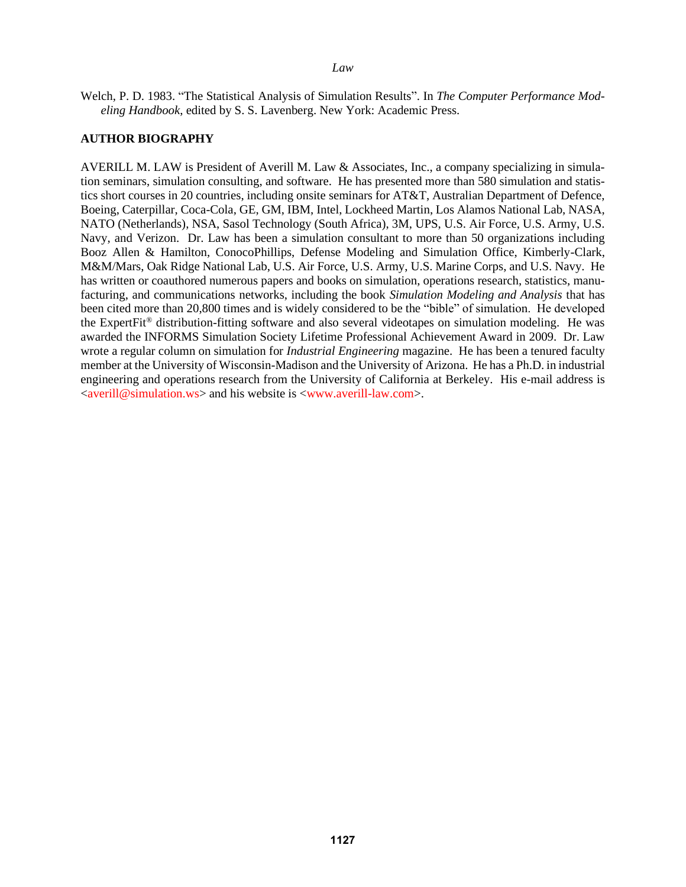Welch, P. D. 1983. "The Statistical Analysis of Simulation Results". In *The Computer Performance Modeling Handbook*, edited by S. S. Lavenberg. New York: Academic Press.

## AUTHOR BIOGRAPHY

AVERILL M. LAW is President of Averill M. Law & Associates, Inc., a company specializing in simulation seminars, simulation consulting, and software. He has presented more than 580 simulation and statistics short courses in 20 countries, including onsite seminars for AT&T, Australian Department of Defence, Boeing, Caterpillar, Coca-Cola, GE, GM, IBM, Intel, Lockheed Martin, Los Alamos National Lab, NASA, NATO (Netherlands), NSA, Sasol Technology (South Africa), 3M, UPS, U.S. Air Force, U.S. Army, U.S. Navy, and Verizon. Dr. Law has been a simulation consultant to more than 50 organizations including Booz Allen & Hamilton, ConocoPhillips, Defense Modeling and Simulation Office, Kimberly-Clark, M&M/Mars, Oak Ridge National Lab, U.S. Air Force, U.S. Army, U.S. Marine Corps, and U.S. Navy. He has written or coauthored numerous papers and books on simulation, operations research, statistics, manufacturing, and communications networks, including the book *Simulation Modeling and Analysis* that has been cited more than 20,800 times and is widely considered to be the "bible" of simulation. He developed the ExpertFit® distribution-fitting software and also several videotapes on simulation modeling. He was awarded the INFORMS Simulation Society Lifetime Professional Achievement Award in 2009. Dr. Law wrote a regular column on simulation for *Industrial Engineering* magazine. He has been a tenured faculty member at the University of Wisconsin-Madison and the University of Arizona. He has a Ph.D. in industrial engineering and operations research from the University of California at Berkeley. His e-mail address is <averill@simulation.ws> and his website is <www.averill-law.com>.